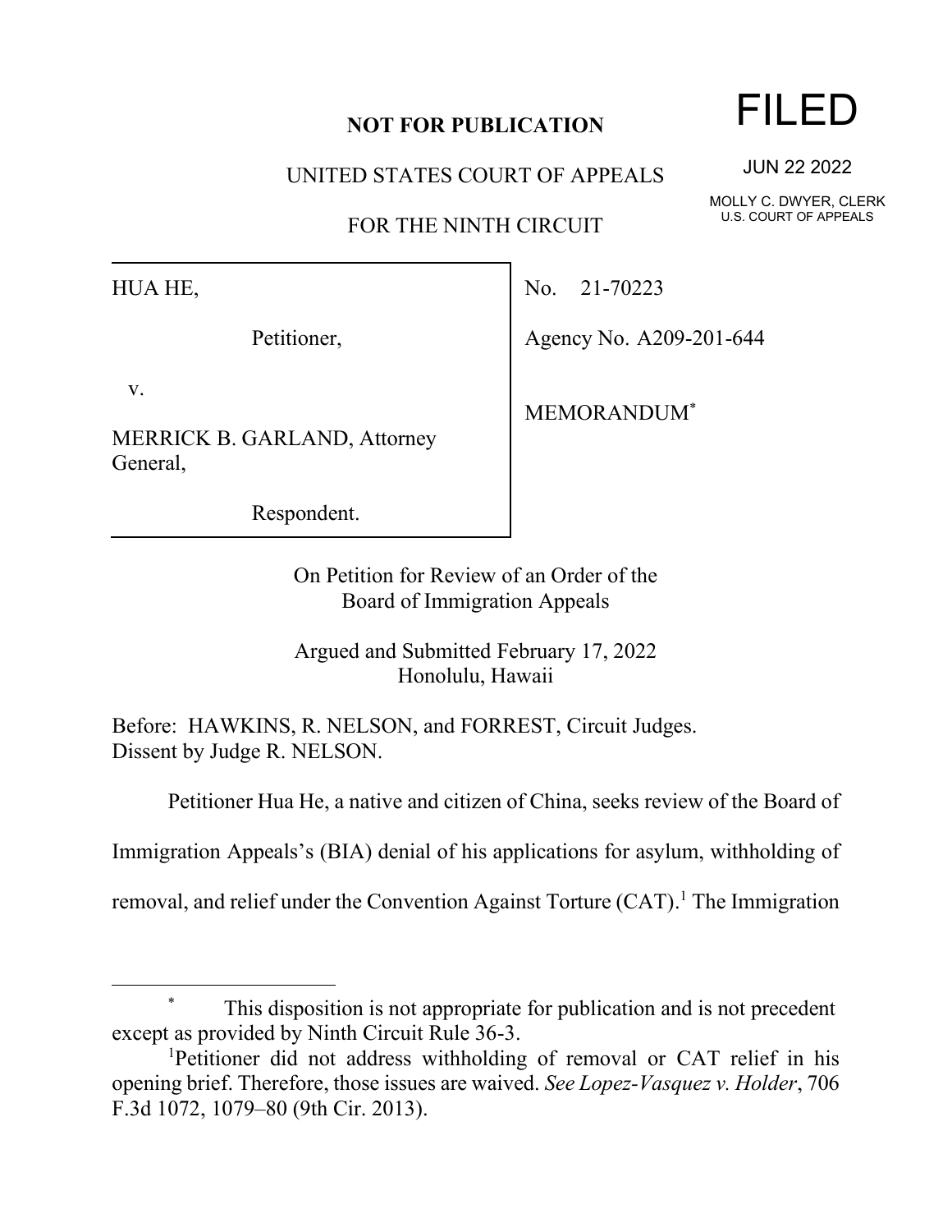**NOT FOR PUBLICATION**

UNITED STATES COURT OF APPEALS

FOR THE NINTH CIRCUIT

FILED

JUN 22 2022

MOLLY C. DWYER, CLERK
U.S. COURT OF APPEALS

| | |
|---|---|
| HUA HE,<br><br>Petitioner,<br><br>v.<br><br>MERRICK B. GARLAND, Attorney General,<br><br>Respondent. | No. 21-70223<br><br>Agency No. A209-201-644<br><br>MEMORANDUM* |

On Petition for Review of an Order of the
Board of Immigration Appeals

Argued and Submitted February 17, 2022
Honolulu, Hawaii

Before: HAWKINS, R. NELSON, and FORREST, Circuit Judges.
Dissent by Judge R. NELSON.

Petitioner Hua He, a native and citizen of China, seeks review of the Board of Immigration Appeals's (BIA) denial of his applications for asylum, withholding of removal, and relief under the Convention Against Torture (CAT).[1] The Immigration

---

\* This disposition is not appropriate for publication and is not precedent except as provided by Ninth Circuit Rule 36-3.

[1] Petitioner did not address withholding of removal or CAT relief in his opening brief. Therefore, those issues are waived. *See Lopez-Vasquez v. Holder*, 706 F.3d 1072, 1079–80 (9th Cir. 2013).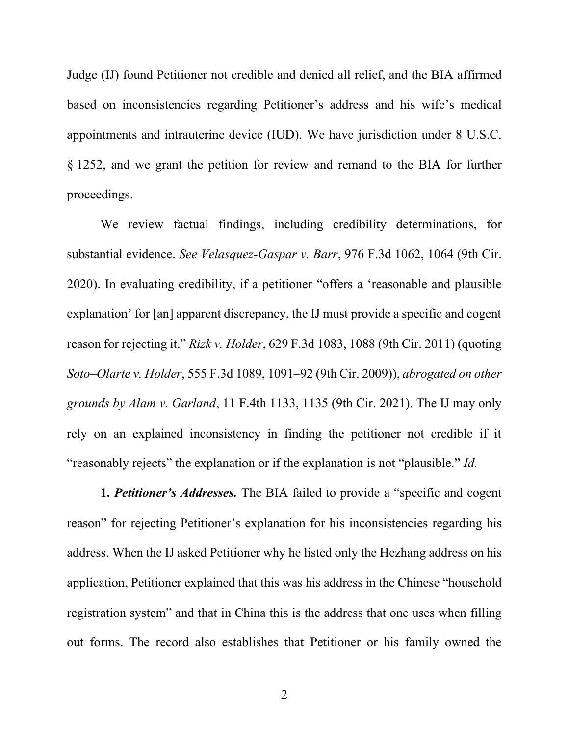Judge (IJ) found Petitioner not credible and denied all relief, and the BIA affirmed based on inconsistencies regarding Petitioner's address and his wife's medical appointments and intrauterine device (IUD). We have jurisdiction under 8 U.S.C. § 1252, and we grant the petition for review and remand to the BIA for further proceedings.

We review factual findings, including credibility determinations, for substantial evidence. *See Velasquez-Gaspar v. Barr*, 976 F.3d 1062, 1064 (9th Cir. 2020). In evaluating credibility, if a petitioner "offers a 'reasonable and plausible explanation' for [an] apparent discrepancy, the IJ must provide a specific and cogent reason for rejecting it." *Rizk v. Holder*, 629 F.3d 1083, 1088 (9th Cir. 2011) (quoting *Soto–Olarte v. Holder*, 555 F.3d 1089, 1091–92 (9th Cir. 2009)), *abrogated on other grounds by Alam v. Garland*, 11 F.4th 1133, 1135 (9th Cir. 2021). The IJ may only rely on an explained inconsistency in finding the petitioner not credible if it "reasonably rejects" the explanation or if the explanation is not "plausible." *Id.*

**1.** ***Petitioner's Addresses.*** The BIA failed to provide a "specific and cogent reason" for rejecting Petitioner's explanation for his inconsistencies regarding his address. When the IJ asked Petitioner why he listed only the Hezhang address on his application, Petitioner explained that this was his address in the Chinese "household registration system" and that in China this is the address that one uses when filling out forms. The record also establishes that Petitioner or his family owned the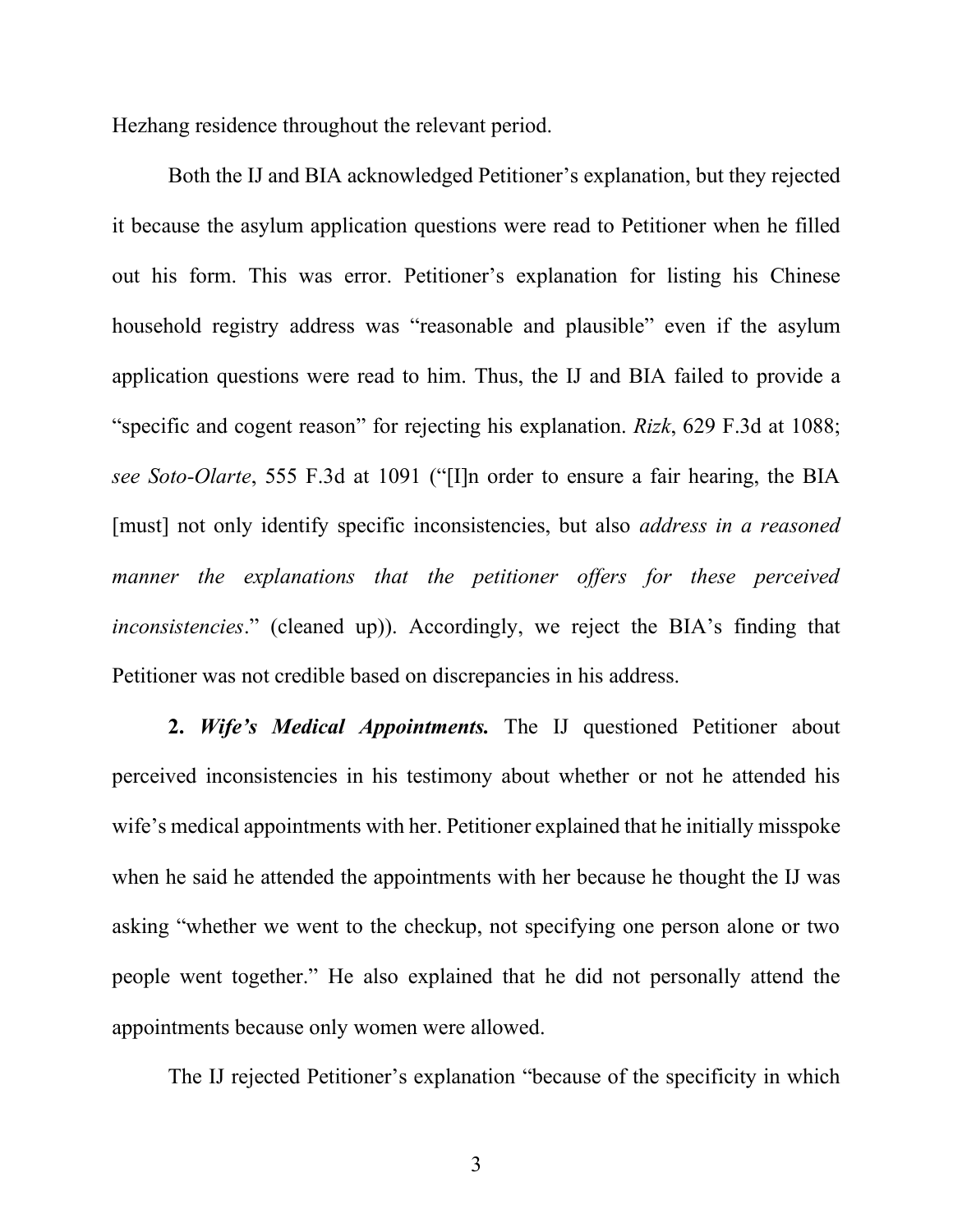Hezhang residence throughout the relevant period.

Both the IJ and BIA acknowledged Petitioner's explanation, but they rejected it because the asylum application questions were read to Petitioner when he filled out his form. This was error. Petitioner's explanation for listing his Chinese household registry address was "reasonable and plausible" even if the asylum application questions were read to him. Thus, the IJ and BIA failed to provide a "specific and cogent reason" for rejecting his explanation. *Rizk*, 629 F.3d at 1088; *see Soto-Olarte*, 555 F.3d at 1091 ("[I]n order to ensure a fair hearing, the BIA [must] not only identify specific inconsistencies, but also *address in a reasoned manner the explanations that the petitioner offers for these perceived inconsistencies*." (cleaned up)). Accordingly, we reject the BIA's finding that Petitioner was not credible based on discrepancies in his address.

**2.** ***Wife's Medical Appointments.*** The IJ questioned Petitioner about perceived inconsistencies in his testimony about whether or not he attended his wife's medical appointments with her. Petitioner explained that he initially misspoke when he said he attended the appointments with her because he thought the IJ was asking "whether we went to the checkup, not specifying one person alone or two people went together." He also explained that he did not personally attend the appointments because only women were allowed.

The IJ rejected Petitioner's explanation "because of the specificity in which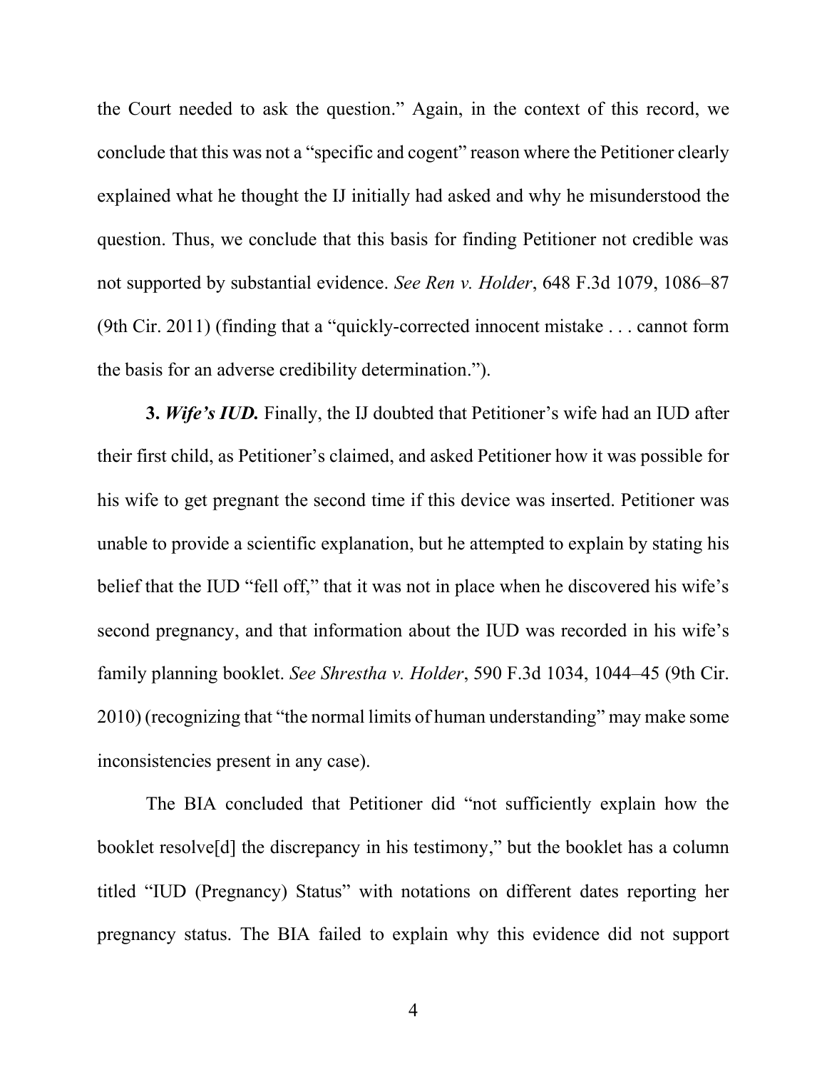the Court needed to ask the question." Again, in the context of this record, we conclude that this was not a "specific and cogent" reason where the Petitioner clearly explained what he thought the IJ initially had asked and why he misunderstood the question. Thus, we conclude that this basis for finding Petitioner not credible was not supported by substantial evidence. *See Ren v. Holder*, 648 F.3d 1079, 1086–87 (9th Cir. 2011) (finding that a "quickly-corrected innocent mistake . . . cannot form the basis for an adverse credibility determination.").

**3.** ***Wife's IUD.*** Finally, the IJ doubted that Petitioner's wife had an IUD after their first child, as Petitioner's claimed, and asked Petitioner how it was possible for his wife to get pregnant the second time if this device was inserted. Petitioner was unable to provide a scientific explanation, but he attempted to explain by stating his belief that the IUD "fell off," that it was not in place when he discovered his wife's second pregnancy, and that information about the IUD was recorded in his wife's family planning booklet. *See Shrestha v. Holder*, 590 F.3d 1034, 1044–45 (9th Cir. 2010) (recognizing that "the normal limits of human understanding" may make some inconsistencies present in any case).

The BIA concluded that Petitioner did "not sufficiently explain how the booklet resolve[d] the discrepancy in his testimony," but the booklet has a column titled "IUD (Pregnancy) Status" with notations on different dates reporting her pregnancy status. The BIA failed to explain why this evidence did not support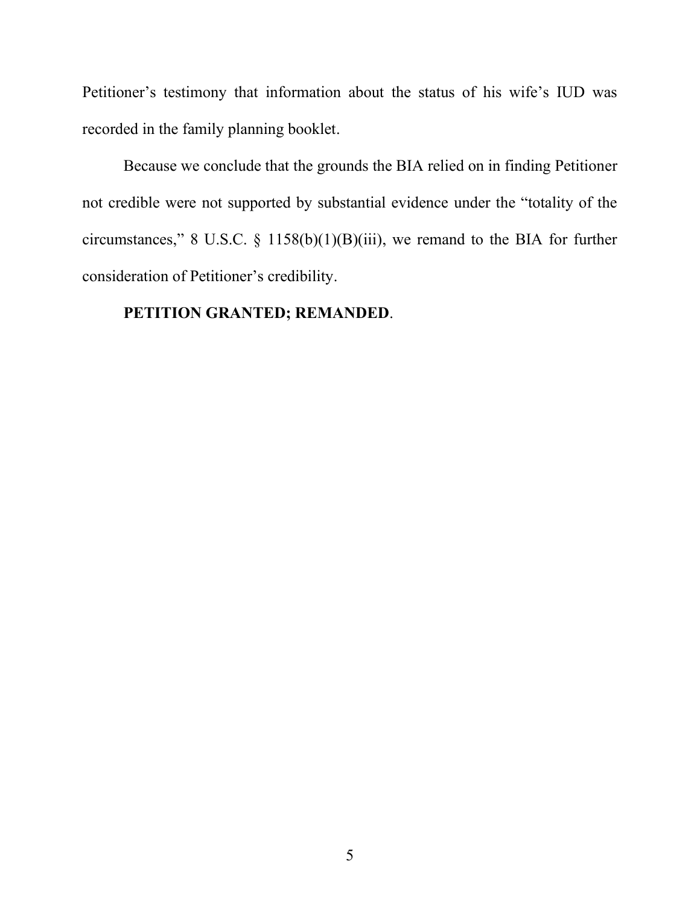Petitioner’s testimony that information about the status of his wife’s IUD was recorded in the family planning booklet.

Because we conclude that the grounds the BIA relied on in finding Petitioner not credible were not supported by substantial evidence under the “totality of the circumstances,” 8 U.S.C. § 1158(b)(1)(B)(iii), we remand to the BIA for further consideration of Petitioner’s credibility.

**PETITION GRANTED; REMANDED**.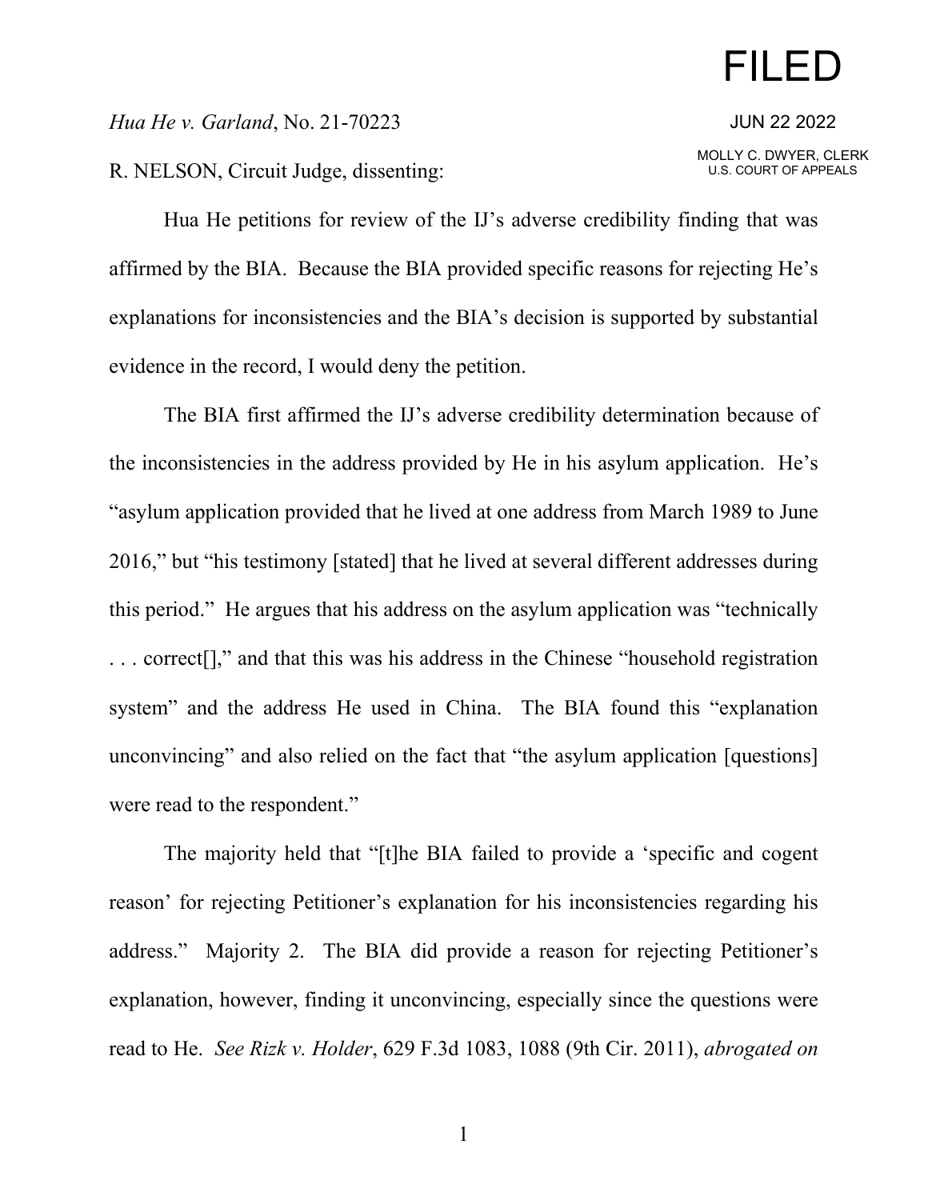FILED

JUN 22 2022

MOLLY C. DWYER, CLERK
U.S. COURT OF APPEALS

*Hua He v. Garland*, No. 21-70223

R. NELSON, Circuit Judge, dissenting:

Hua He petitions for review of the IJ's adverse credibility finding that was affirmed by the BIA. Because the BIA provided specific reasons for rejecting He's explanations for inconsistencies and the BIA's decision is supported by substantial evidence in the record, I would deny the petition.

The BIA first affirmed the IJ's adverse credibility determination because of the inconsistencies in the address provided by He in his asylum application. He's "asylum application provided that he lived at one address from March 1989 to June 2016," but "his testimony [stated] that he lived at several different addresses during this period." He argues that his address on the asylum application was "technically . . . correct[]," and that this was his address in the Chinese "household registration system" and the address He used in China. The BIA found this "explanation unconvincing" and also relied on the fact that "the asylum application [questions] were read to the respondent."

The majority held that "[t]he BIA failed to provide a 'specific and cogent reason' for rejecting Petitioner's explanation for his inconsistencies regarding his address." Majority 2. The BIA did provide a reason for rejecting Petitioner's explanation, however, finding it unconvincing, especially since the questions were read to He. *See Rizk v. Holder*, 629 F.3d 1083, 1088 (9th Cir. 2011), *abrogated on*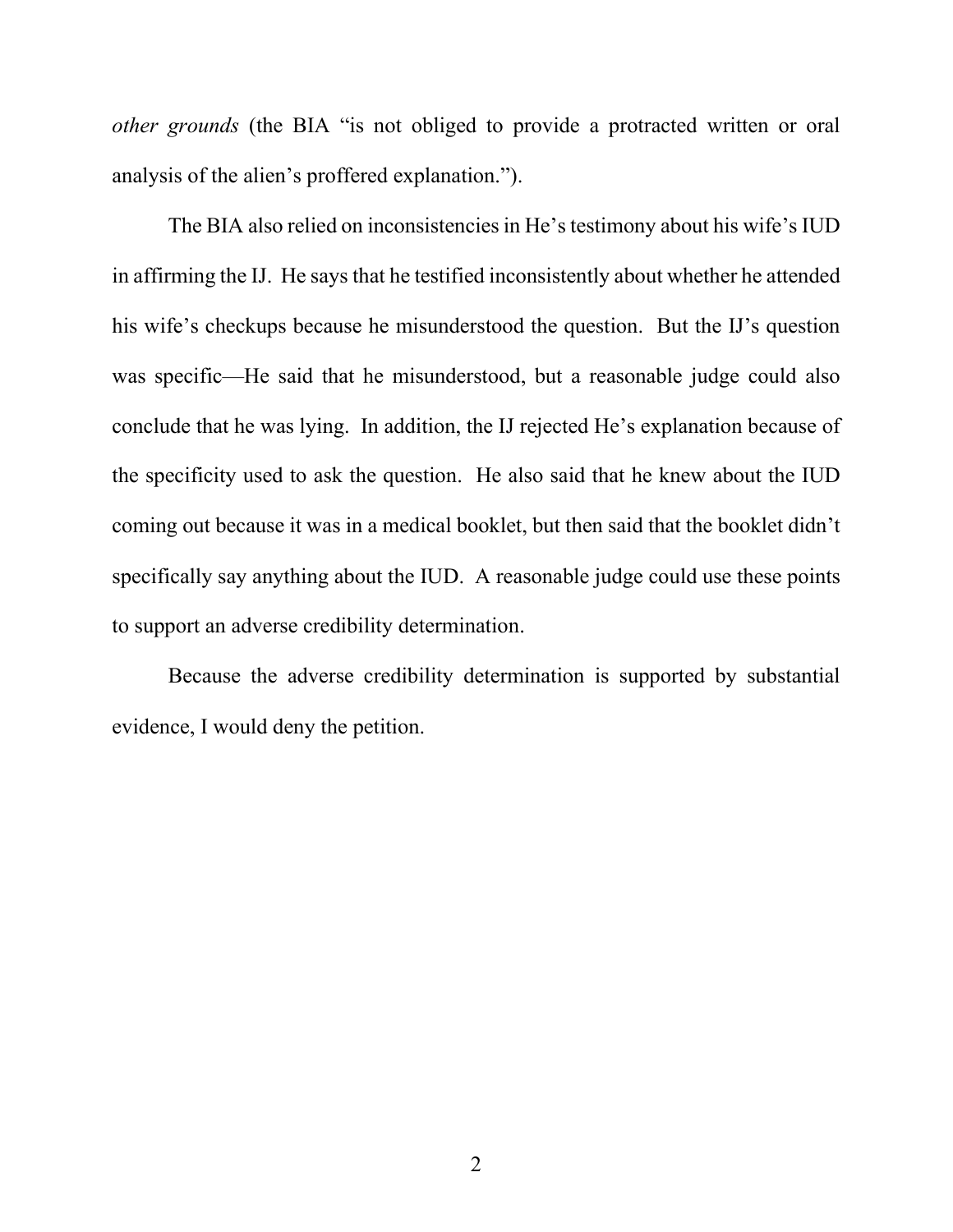*other grounds* (the BIA "is not obliged to provide a protracted written or oral analysis of the alien's proffered explanation.").

The BIA also relied on inconsistencies in He's testimony about his wife's IUD in affirming the IJ. He says that he testified inconsistently about whether he attended his wife's checkups because he misunderstood the question. But the IJ's question was specific—He said that he misunderstood, but a reasonable judge could also conclude that he was lying. In addition, the IJ rejected He's explanation because of the specificity used to ask the question. He also said that he knew about the IUD coming out because it was in a medical booklet, but then said that the booklet didn't specifically say anything about the IUD. A reasonable judge could use these points to support an adverse credibility determination.

Because the adverse credibility determination is supported by substantial evidence, I would deny the petition.